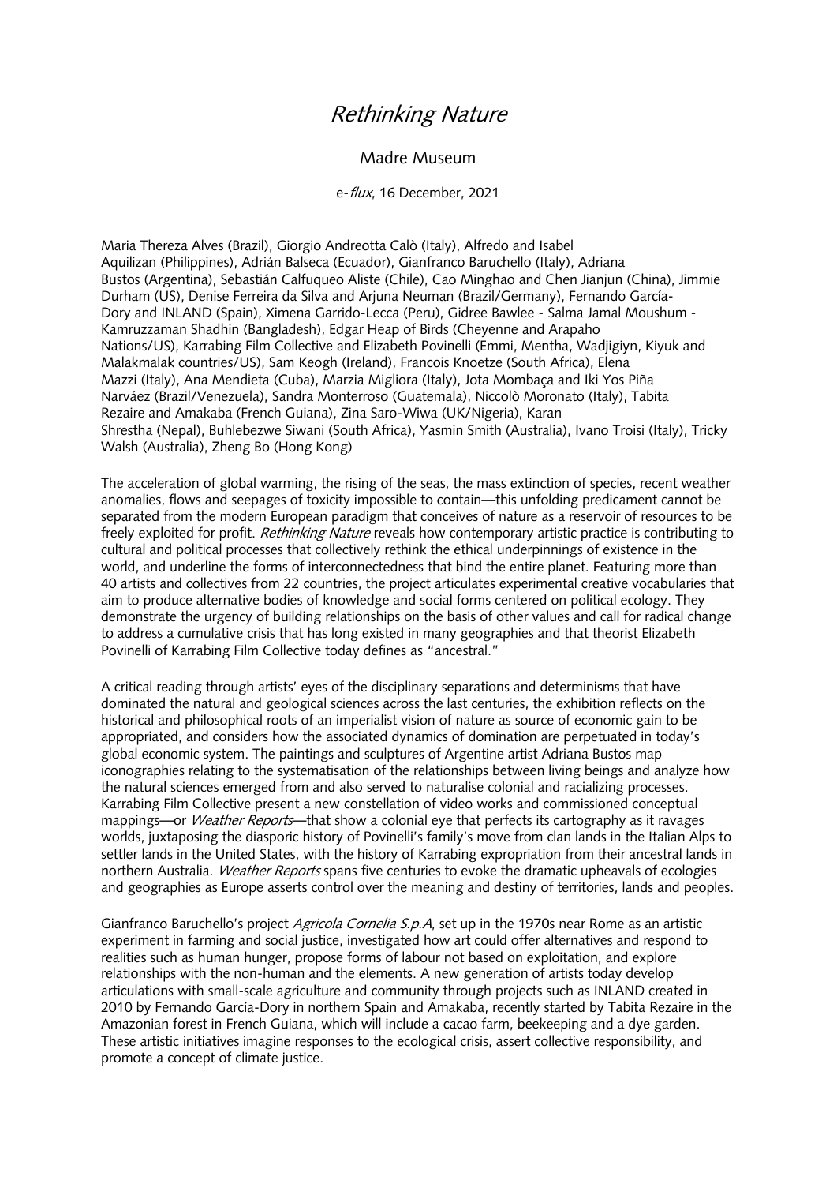# *Rethinking Nature*

Madre Museum

e-*flux*, 16 December, 2021

Maria Thereza Alves (Brazil), Giorgio Andreotta Calò (Italy), Alfredo and Isabel Aquilizan (Philippines), Adrián Balseca (Ecuador), Gianfranco Baruchello (Italy), Adriana Bustos (Argentina), Sebastián Calfuqueo Aliste (Chile), Cao Minghao and Chen Jianjun (China), Jimmie Durham (US), Denise Ferreira da Silva and Arjuna Neuman (Brazil/Germany), Fernando García-Dory and INLAND (Spain), Ximena Garrido-Lecca (Peru), Gidree Bawlee - Salma Jamal Moushum - Kamruzzaman Shadhin (Bangladesh), Edgar Heap of Birds (Cheyenne and Arapaho Nations/US), Karrabing Film Collective and Elizabeth Povinelli (Emmi, Mentha, Wadjigiyn, Kiyuk and Malakmalak countries/US), Sam Keogh (Ireland), Francois Knoetze (South Africa), Elena Mazzi (Italy), Ana Mendieta (Cuba), Marzia Migliora (Italy), Jota Mombaça and Iki Yos Piña Narváez (Brazil/Venezuela), Sandra Monterroso (Guatemala), Niccolò Moronato (Italy), Tabita Rezaire and Amakaba (French Guiana), Zina Saro-Wiwa (UK/Nigeria), Karan Shrestha (Nepal), Buhlebezwe Siwani (South Africa), Yasmin Smith (Australia), Ivano Troisi (Italy), Tricky Walsh (Australia), Zheng Bo (Hong Kong)

The acceleration of global warming, the rising of the seas, the mass extinction of species, recent weather anomalies, flows and seepages of toxicity impossible to contain—this unfolding predicament cannot be separated from the modern European paradigm that conceives of nature as a reservoir of resources to be freely exploited for profit. *Rethinking Nature* reveals how contemporary artistic practice is contributing to cultural and political processes that collectively rethink the ethical underpinnings of existence in the world, and underline the forms of interconnectedness that bind the entire planet. Featuring more than 40 artists and collectives from 22 countries, the project articulates experimental creative vocabularies that aim to produce alternative bodies of knowledge and social forms centered on political ecology. They demonstrate the urgency of building relationships on the basis of other values and call for radical change to address a cumulative crisis that has long existed in many geographies and that theorist Elizabeth Povinelli of Karrabing Film Collective today defines as "ancestral."

A critical reading through artists' eyes of the disciplinary separations and determinisms that have dominated the natural and geological sciences across the last centuries, the exhibition reflects on the historical and philosophical roots of an imperialist vision of nature as source of economic gain to be appropriated, and considers how the associated dynamics of domination are perpetuated in today's global economic system. The paintings and sculptures of Argentine artist Adriana Bustos map iconographies relating to the systematisation of the relationships between living beings and analyze how the natural sciences emerged from and also served to naturalise colonial and racializing processes. Karrabing Film Collective present a new constellation of video works and commissioned conceptual mappings—or *Weather Reports*—that show a colonial eye that perfects its cartography as it ravages worlds, juxtaposing the diasporic history of Povinelli's family's move from clan lands in the Italian Alps to settler lands in the United States, with the history of Karrabing expropriation from their ancestral lands in northern Australia. *Weather Reports* spans five centuries to evoke the dramatic upheavals of ecologies and geographies as Europe asserts control over the meaning and destiny of territories, lands and peoples.

Gianfranco Baruchello's project *Agricola Cornelia S.p.A*, set up in the 1970s near Rome as an artistic experiment in farming and social justice, investigated how art could offer alternatives and respond to realities such as human hunger, propose forms of labour not based on exploitation, and explore relationships with the non-human and the elements. A new generation of artists today develop articulations with small-scale agriculture and community through projects such as INLAND created in 2010 by Fernando García-Dory in northern Spain and Amakaba, recently started by Tabita Rezaire in the Amazonian forest in French Guiana, which will include a cacao farm, beekeeping and a dye garden. These artistic initiatives imagine responses to the ecological crisis, assert collective responsibility, and promote a concept of climate justice.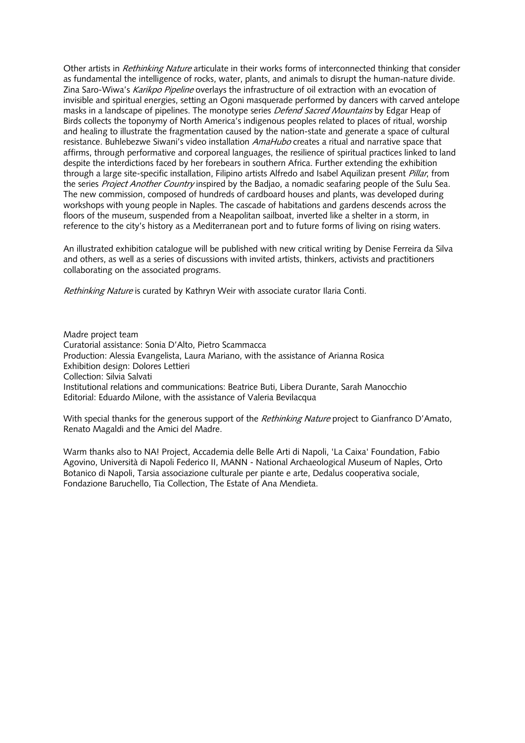Other artists in *Rethinking Nature* articulate in their works forms of interconnected thinking that consider as fundamental the intelligence of rocks, water, plants, and animals to disrupt the human-nature divide. Zina Saro-Wiwa's *Karikpo Pipeline* overlays the infrastructure of oil extraction with an evocation of invisible and spiritual energies, setting an Ogoni masquerade performed by dancers with carved antelope masks in a landscape of pipelines. The monotype series *Defend Sacred Mountains* by Edgar Heap of Birds collects the toponymy of North America's indigenous peoples related to places of ritual, worship and healing to illustrate the fragmentation caused by the nation-state and generate a space of cultural resistance. Buhlebezwe Siwani's video installation *AmaHubo* creates a ritual and narrative space that affirms, through performative and corporeal languages, the resilience of spiritual practices linked to land despite the interdictions faced by her forebears in southern Africa. Further extending the exhibition through a large site-specific installation, Filipino artists Alfredo and Isabel Aquilizan present *Pillar*, from the series *Project Another Country* inspired by the Badjao, a nomadic seafaring people of the Sulu Sea. The new commission, composed of hundreds of cardboard houses and plants, was developed during workshops with young people in Naples. The cascade of habitations and gardens descends across the floors of the museum, suspended from a Neapolitan sailboat, inverted like a shelter in a storm, in reference to the city's history as a Mediterranean port and to future forms of living on rising waters.

An illustrated exhibition catalogue will be published with new critical writing by Denise Ferreira da Silva and others, as well as a series of discussions with invited artists, thinkers, activists and practitioners collaborating on the associated programs.

*Rethinking Nature* is curated by Kathryn Weir with associate curator Ilaria Conti.

Madre project team
Curatorial assistance: Sonia D'Alto, Pietro Scammacca
Production: Alessia Evangelista, Laura Mariano, with the assistance of Arianna Rosica
Exhibition design: Dolores Lettieri
Collection: Silvia Salvati
Institutional relations and communications: Beatrice Buti, Libera Durante, Sarah Manocchio
Editorial: Eduardo Milone, with the assistance of Valeria Bevilacqua

With special thanks for the generous support of the *Rethinking Nature* project to Gianfranco D'Amato, Renato Magaldi and the Amici del Madre.

Warm thanks also to NA! Project, Accademia delle Belle Arti di Napoli, 'La Caixa' Foundation, Fabio Agovino, Università di Napoli Federico II, MANN - National Archaeological Museum of Naples, Orto Botanico di Napoli, Tarsia associazione culturale per piante e arte, Dedalus cooperativa sociale, Fondazione Baruchello, Tia Collection, The Estate of Ana Mendieta.